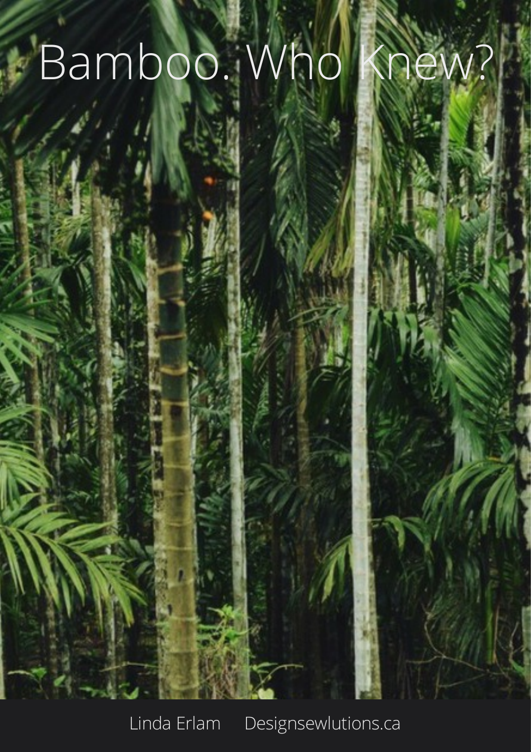# Bamboo. Who Knew?

Linda Erlam Designsewlutions.ca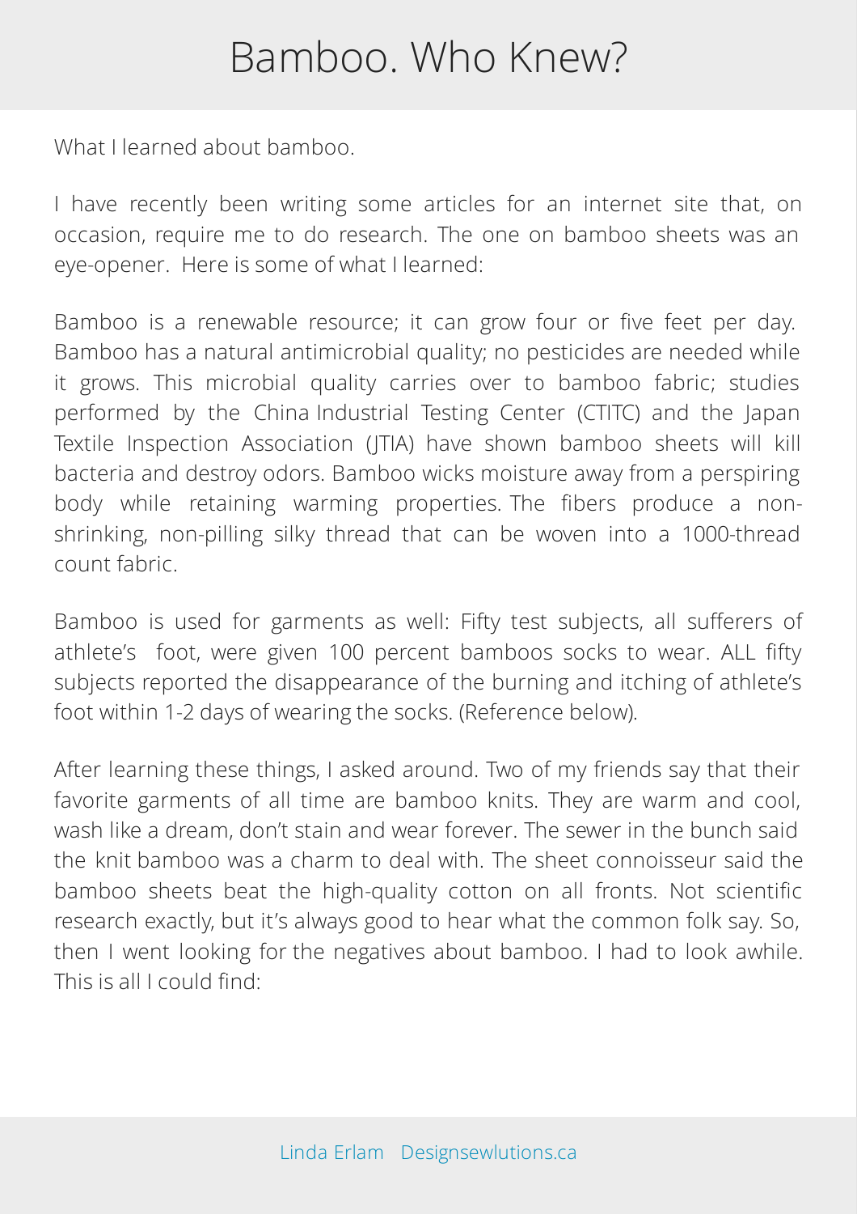# Bamboo. Who Knew?

What I learned about bamboo.

I have recently been writing some articles for an internet site that, on occasion, require me to do research. The one on bamboo sheets was an eye-opener. Here is some of what I learned:

Bamboo is a renewable resource; it can grow four or five feet per day. Bamboo has a natural antimicrobial quality; no pesticides are needed while it grows. This microbial quality carries over to bamboo fabric; studies performed by the China Industrial Testing Center (CTITC) and the Japan Textile Inspection Association (JTIA) have shown bamboo sheets will kill bacteria and destroy odors. Bamboo wicks moisture away from a perspiring body while retaining warming properties. The fibers produce a non-shrinking, non-pilling silky thread that can be woven into a 1000-thread count fabric.

Bamboo is used for garments as well: Fifty test subjects, all sufferers of athlete's foot, were given 100 percent bamboos socks to wear. ALL fifty subjects reported the disappearance of the burning and itching of athlete's foot within 1-2 days of wearing the socks. (Reference below).

After learning these things, I asked around. Two of my friends say that their favorite garments of all time are bamboo knits. They are warm and cool, wash like a dream, don't stain and wear forever. The sewer in the bunch said the knit bamboo was a charm to deal with. The sheet connoisseur said the bamboo sheets beat the high-quality cotton on all fronts. Not scientific research exactly, but it's always good to hear what the common folk say. So, then I went looking for the negatives about bamboo. I had to look awhile. This is all I could find: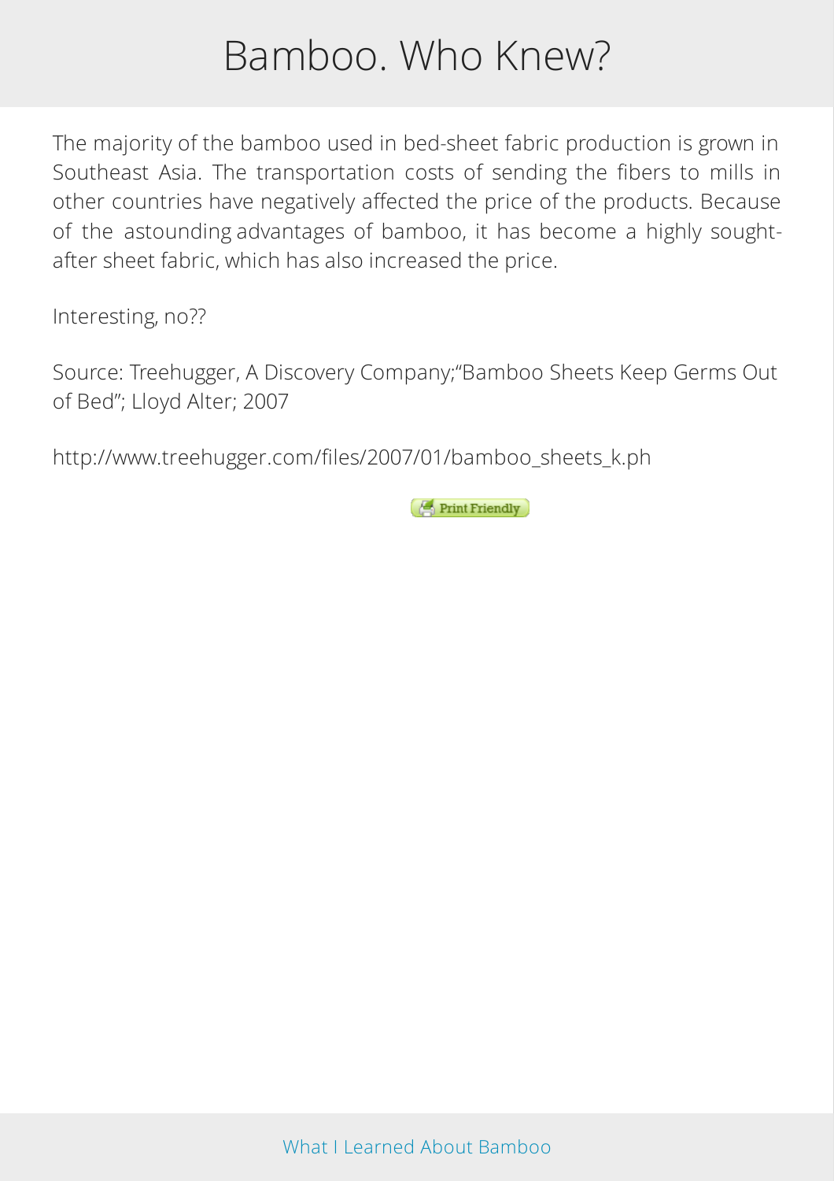# Bamboo. Who Knew?

The majority of the bamboo used in bed-sheet fabric production is grown in Southeast Asia. The transportation costs of sending the fibers to mills in other countries have negatively affected the price of the products. Because of the astounding advantages of bamboo, it has become a highly sought-after sheet fabric, which has also increased the price.

Interesting, no??

Source: Treehugger, A Discovery Company;"Bamboo Sheets Keep Germs Out of Bed"; Lloyd Alter; 2007

http://www.treehugger.com/files/2007/01/bamboo_sheets_k.ph